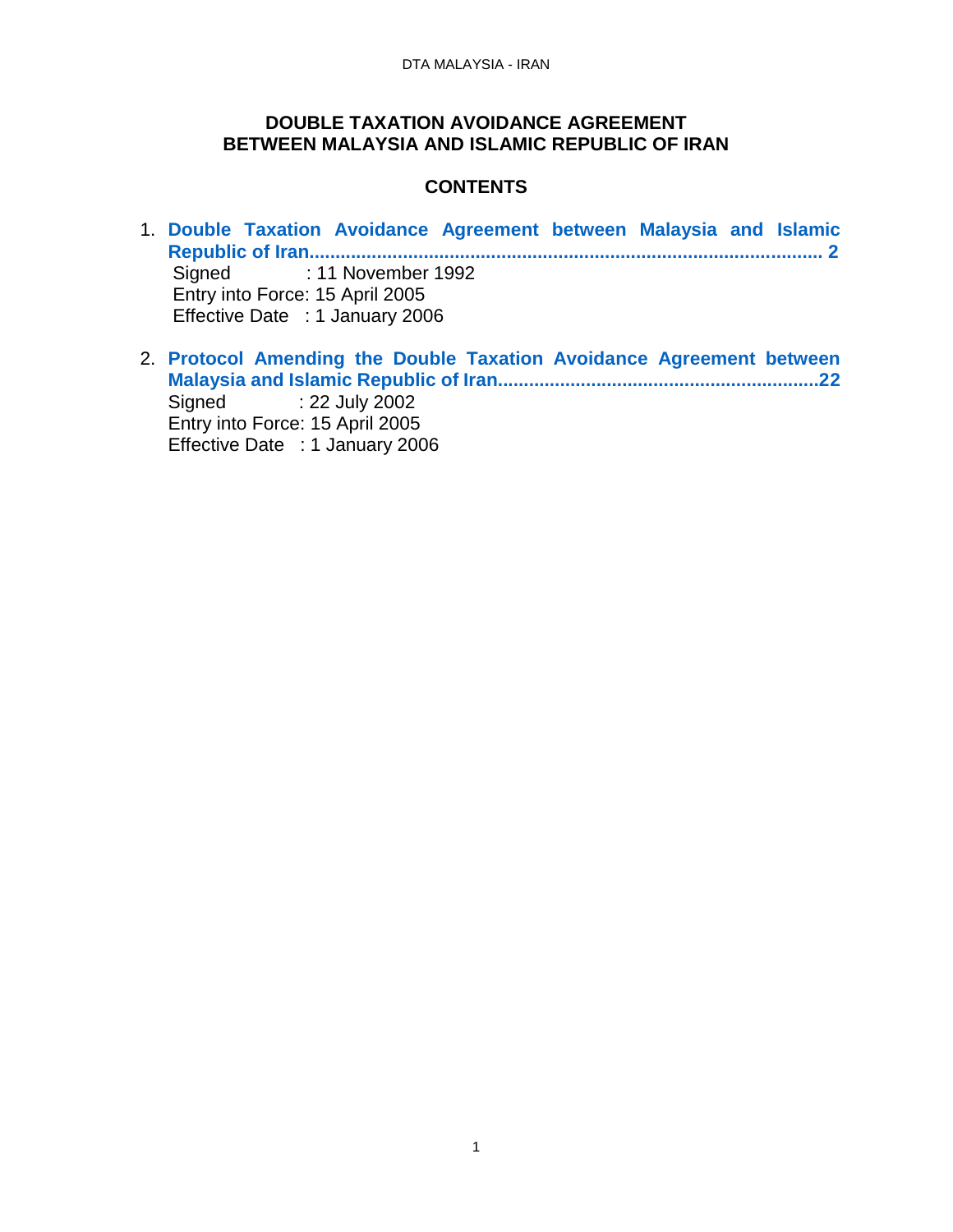# DOUBLE TAXATION AVOIDANCE AGREEMENT BETWEEN MALAYSIA AND ISLAMIC REPUBLIC OF IRAN

## CONTENTS

1. **Double Taxation Avoidance Agreement between Malaysia and Islamic Republic of Iran.................................................................................................. 2**
   Signed : 11 November 1992
   Entry into Force: 15 April 2005
   Effective Date : 1 January 2006

2. **Protocol Amending the Double Taxation Avoidance Agreement between Malaysia and Islamic Republic of Iran............................................................22**
   Signed : 22 July 2002
   Entry into Force: 15 April 2005
   Effective Date : 1 January 2006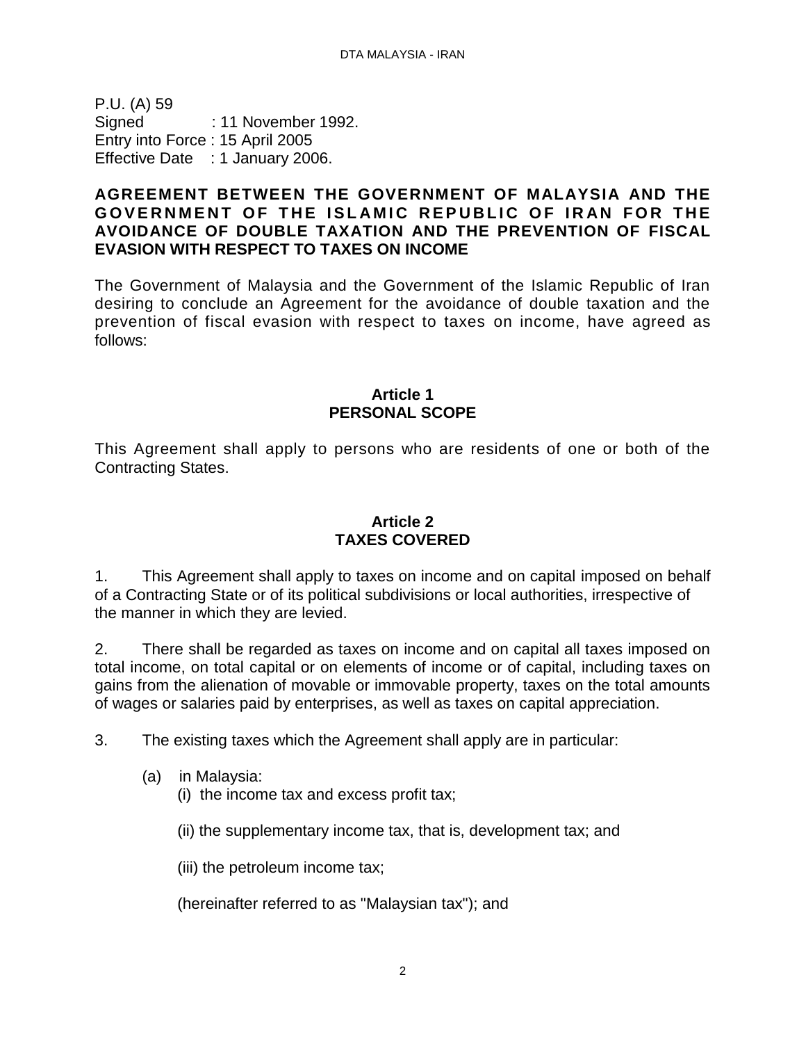P.U. (A) 59
Signed : 11 November 1992.
Entry into Force : 15 April 2005
Effective Date : 1 January 2006.

**AGREEMENT BETWEEN THE GOVERNMENT OF MALAYSIA AND THE GOVERNMENT OF THE ISLAMIC REPUBLIC OF IRAN FOR THE AVOIDANCE OF DOUBLE TAXATION AND THE PREVENTION OF FISCAL EVASION WITH RESPECT TO TAXES ON INCOME**

The Government of Malaysia and the Government of the Islamic Republic of Iran desiring to conclude an Agreement for the avoidance of double taxation and the prevention of fiscal evasion with respect to taxes on income, have agreed as follows:

## Article 1
## PERSONAL SCOPE

This Agreement shall apply to persons who are residents of one or both of the Contracting States.

## Article 2
## TAXES COVERED

1. This Agreement shall apply to taxes on income and on capital imposed on behalf of a Contracting State or of its political subdivisions or local authorities, irrespective of the manner in which they are levied.

2. There shall be regarded as taxes on income and on capital all taxes imposed on total income, on total capital or on elements of income or of capital, including taxes on gains from the alienation of movable or immovable property, taxes on the total amounts of wages or salaries paid by enterprises, as well as taxes on capital appreciation.

3. The existing taxes which the Agreement shall apply are in particular:

(a) in Malaysia:

(i) the income tax and excess profit tax;

(ii) the supplementary income tax, that is, development tax; and

(iii) the petroleum income tax;

(hereinafter referred to as "Malaysian tax"); and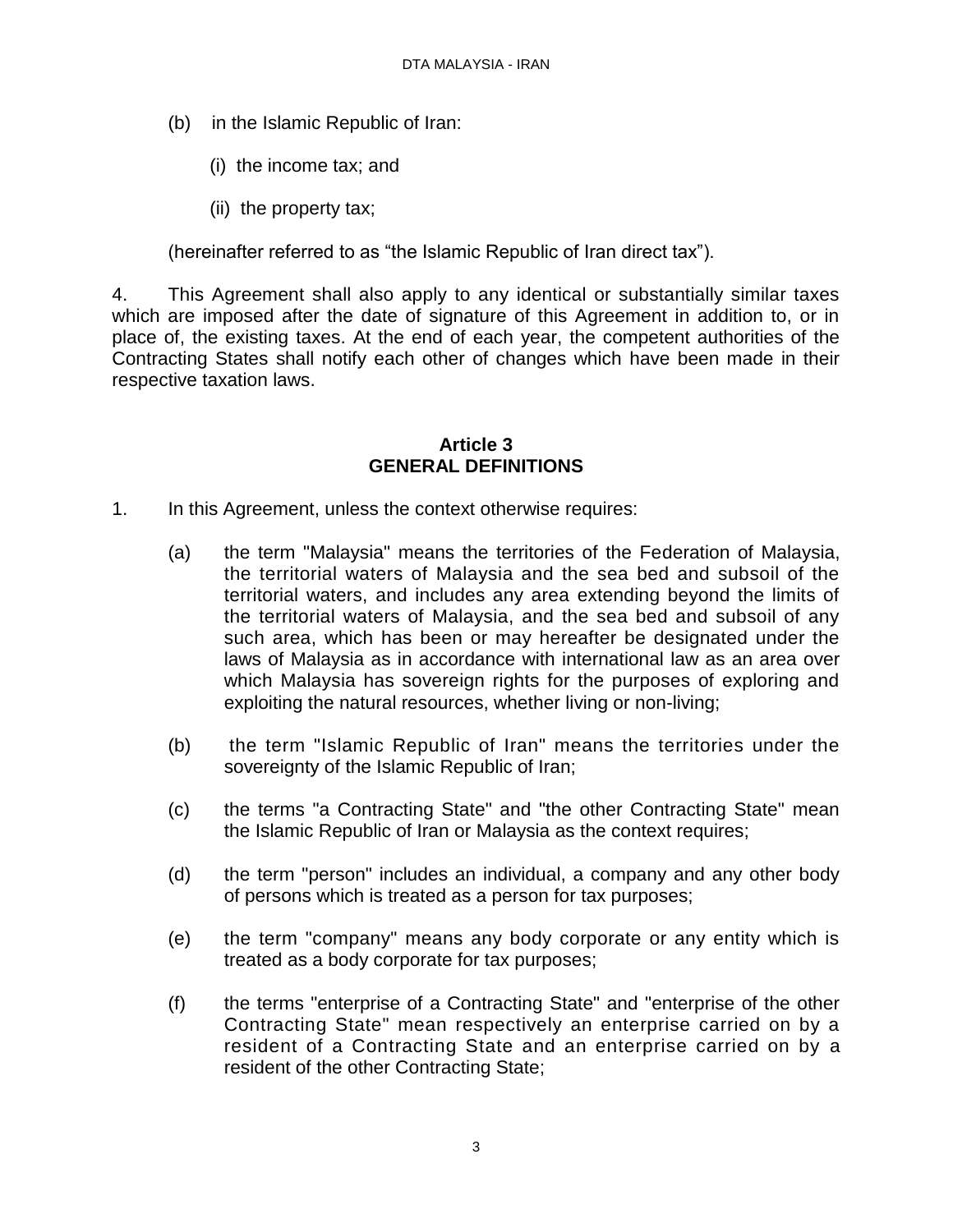(b) in the Islamic Republic of Iran:

(i) the income tax; and

(ii) the property tax;

(hereinafter referred to as "the Islamic Republic of Iran direct tax").

4. This Agreement shall also apply to any identical or substantially similar taxes which are imposed after the date of signature of this Agreement in addition to, or in place of, the existing taxes. At the end of each year, the competent authorities of the Contracting States shall notify each other of changes which have been made in their respective taxation laws.

**Article 3**
**GENERAL DEFINITIONS**

1. In this Agreement, unless the context otherwise requires:

(a) the term "Malaysia" means the territories of the Federation of Malaysia, the territorial waters of Malaysia and the sea bed and subsoil of the territorial waters, and includes any area extending beyond the limits of the territorial waters of Malaysia, and the sea bed and subsoil of any such area, which has been or may hereafter be designated under the laws of Malaysia as in accordance with international law as an area over which Malaysia has sovereign rights for the purposes of exploring and exploiting the natural resources, whether living or non-living;

(b) the term "Islamic Republic of Iran" means the territories under the sovereignty of the Islamic Republic of Iran;

(c) the terms "a Contracting State" and "the other Contracting State" mean the Islamic Republic of Iran or Malaysia as the context requires;

(d) the term "person" includes an individual, a company and any other body of persons which is treated as a person for tax purposes;

(e) the term "company" means any body corporate or any entity which is treated as a body corporate for tax purposes;

(f) the terms "enterprise of a Contracting State" and "enterprise of the other Contracting State" mean respectively an enterprise carried on by a resident of a Contracting State and an enterprise carried on by a resident of the other Contracting State;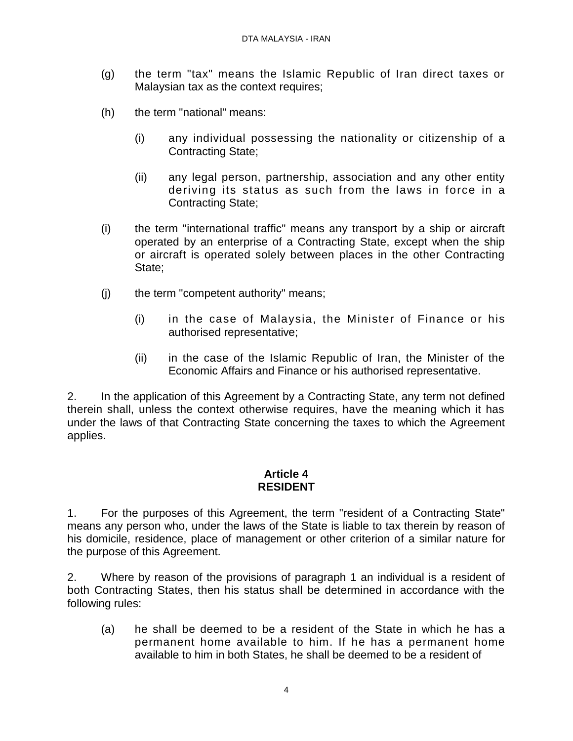(g) the term "tax" means the Islamic Republic of Iran direct taxes or Malaysian tax as the context requires;

(h) the term "national" means:

  (i) any individual possessing the nationality or citizenship of a Contracting State;

  (ii) any legal person, partnership, association and any other entity deriving its status as such from the laws in force in a Contracting State;

(i) the term "international traffic" means any transport by a ship or aircraft operated by an enterprise of a Contracting State, except when the ship or aircraft is operated solely between places in the other Contracting State;

(j) the term "competent authority" means;

  (i) in the case of Malaysia, the Minister of Finance or his authorised representative;

  (ii) in the case of the Islamic Republic of Iran, the Minister of the Economic Affairs and Finance or his authorised representative.

2. In the application of this Agreement by a Contracting State, any term not defined therein shall, unless the context otherwise requires, have the meaning which it has under the laws of that Contracting State concerning the taxes to which the Agreement applies.

## Article 4
## RESIDENT

1. For the purposes of this Agreement, the term "resident of a Contracting State" means any person who, under the laws of the State is liable to tax therein by reason of his domicile, residence, place of management or other criterion of a similar nature for the purpose of this Agreement.

2. Where by reason of the provisions of paragraph 1 an individual is a resident of both Contracting States, then his status shall be determined in accordance with the following rules:

(a) he shall be deemed to be a resident of the State in which he has a permanent home available to him. If he has a permanent home available to him in both States, he shall be deemed to be a resident of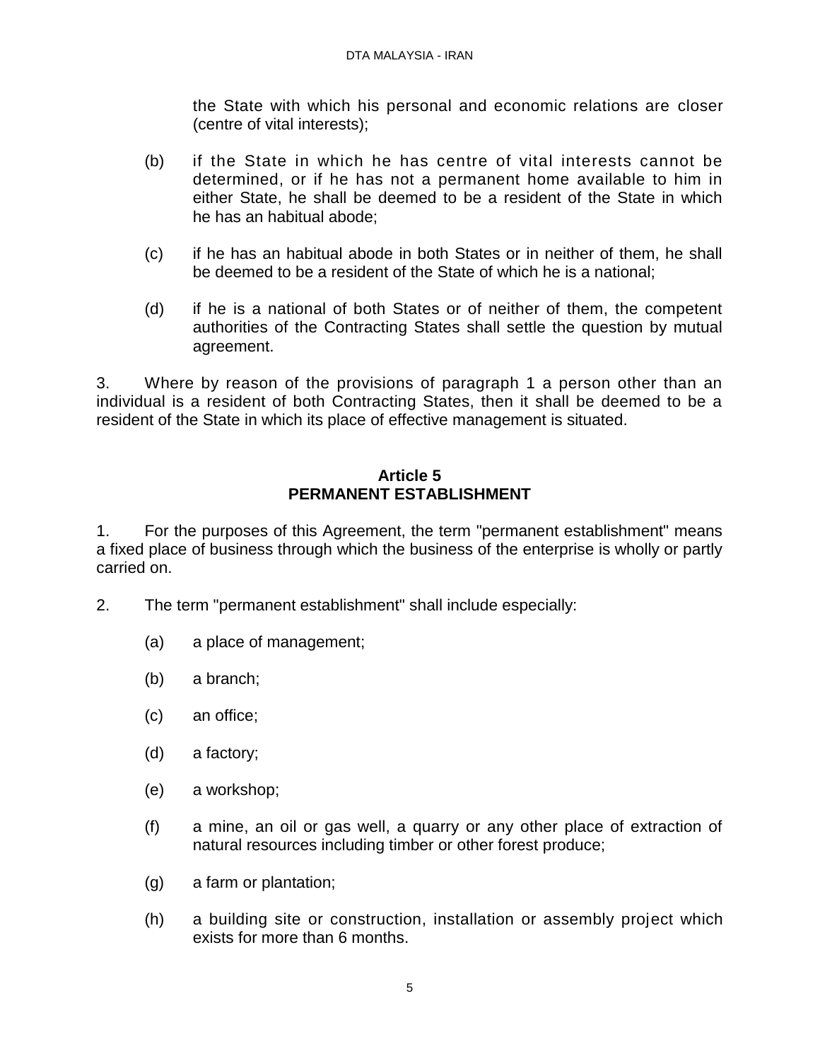the State with which his personal and economic relations are closer (centre of vital interests);

(b) if the State in which he has centre of vital interests cannot be determined, or if he has not a permanent home available to him in either State, he shall be deemed to be a resident of the State in which he has an habitual abode;

(c) if he has an habitual abode in both States or in neither of them, he shall be deemed to be a resident of the State of which he is a national;

(d) if he is a national of both States or of neither of them, the competent authorities of the Contracting States shall settle the question by mutual agreement.

3. Where by reason of the provisions of paragraph 1 a person other than an individual is a resident of both Contracting States, then it shall be deemed to be a resident of the State in which its place of effective management is situated.

## Article 5
## PERMANENT ESTABLISHMENT

1. For the purposes of this Agreement, the term "permanent establishment" means a fixed place of business through which the business of the enterprise is wholly or partly carried on.

2. The term "permanent establishment" shall include especially:

(a) a place of management;

(b) a branch;

(c) an office;

(d) a factory;

(e) a workshop;

(f) a mine, an oil or gas well, a quarry or any other place of extraction of natural resources including timber or other forest produce;

(g) a farm or plantation;

(h) a building site or construction, installation or assembly project which exists for more than 6 months.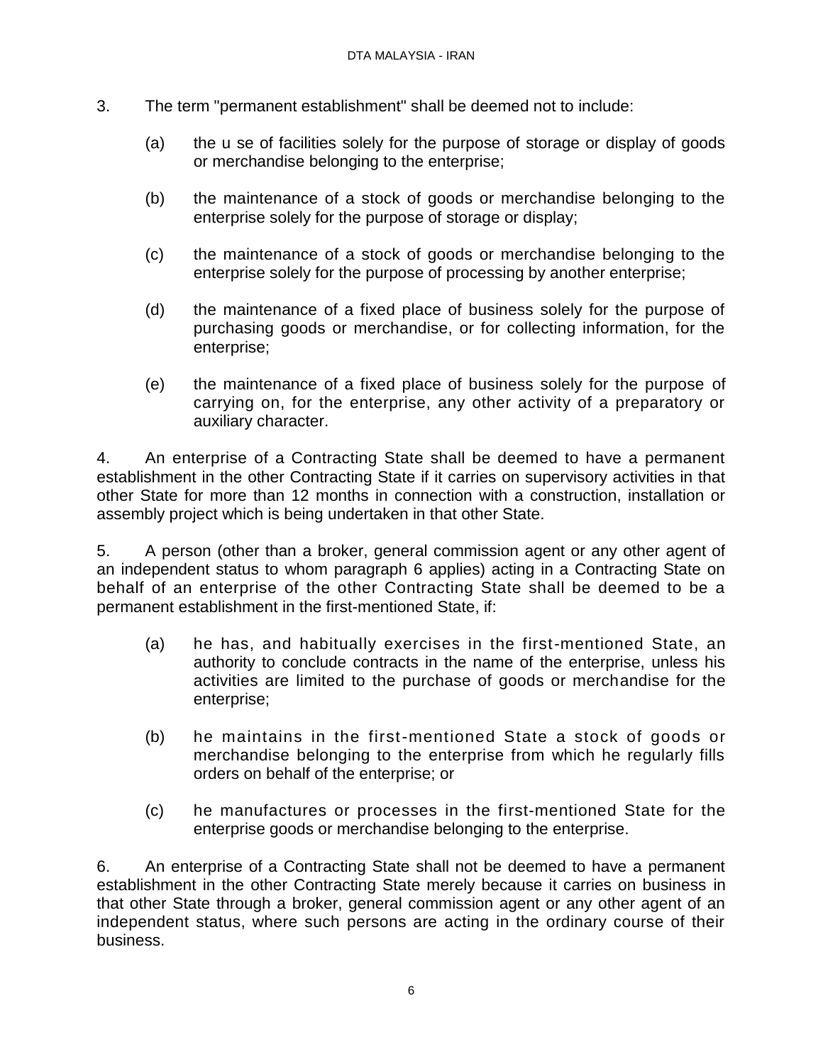3. The term "permanent establishment" shall be deemed not to include:

(a) the u se of facilities solely for the purpose of storage or display of goods or merchandise belonging to the enterprise;

(b) the maintenance of a stock of goods or merchandise belonging to the enterprise solely for the purpose of storage or display;

(c) the maintenance of a stock of goods or merchandise belonging to the enterprise solely for the purpose of processing by another enterprise;

(d) the maintenance of a fixed place of business solely for the purpose of purchasing goods or merchandise, or for collecting information, for the enterprise;

(e) the maintenance of a fixed place of business solely for the purpose of carrying on, for the enterprise, any other activity of a preparatory or auxiliary character.

4. An enterprise of a Contracting State shall be deemed to have a permanent establishment in the other Contracting State if it carries on supervisory activities in that other State for more than 12 months in connection with a construction, installation or assembly project which is being undertaken in that other State.

5. A person (other than a broker, general commission agent or any other agent of an independent status to whom paragraph 6 applies) acting in a Contracting State on behalf of an enterprise of the other Contracting State shall be deemed to be a permanent establishment in the first-mentioned State, if:

(a) he has, and habitually exercises in the first-mentioned State, an authority to conclude contracts in the name of the enterprise, unless his activities are limited to the purchase of goods or merchandise for the enterprise;

(b) he maintains in the first-mentioned State a stock of goods or merchandise belonging to the enterprise from which he regularly fills orders on behalf of the enterprise; or

(c) he manufactures or processes in the first-mentioned State for the enterprise goods or merchandise belonging to the enterprise.

6. An enterprise of a Contracting State shall not be deemed to have a permanent establishment in the other Contracting State merely because it carries on business in that other State through a broker, general commission agent or any other agent of an independent status, where such persons are acting in the ordinary course of their business.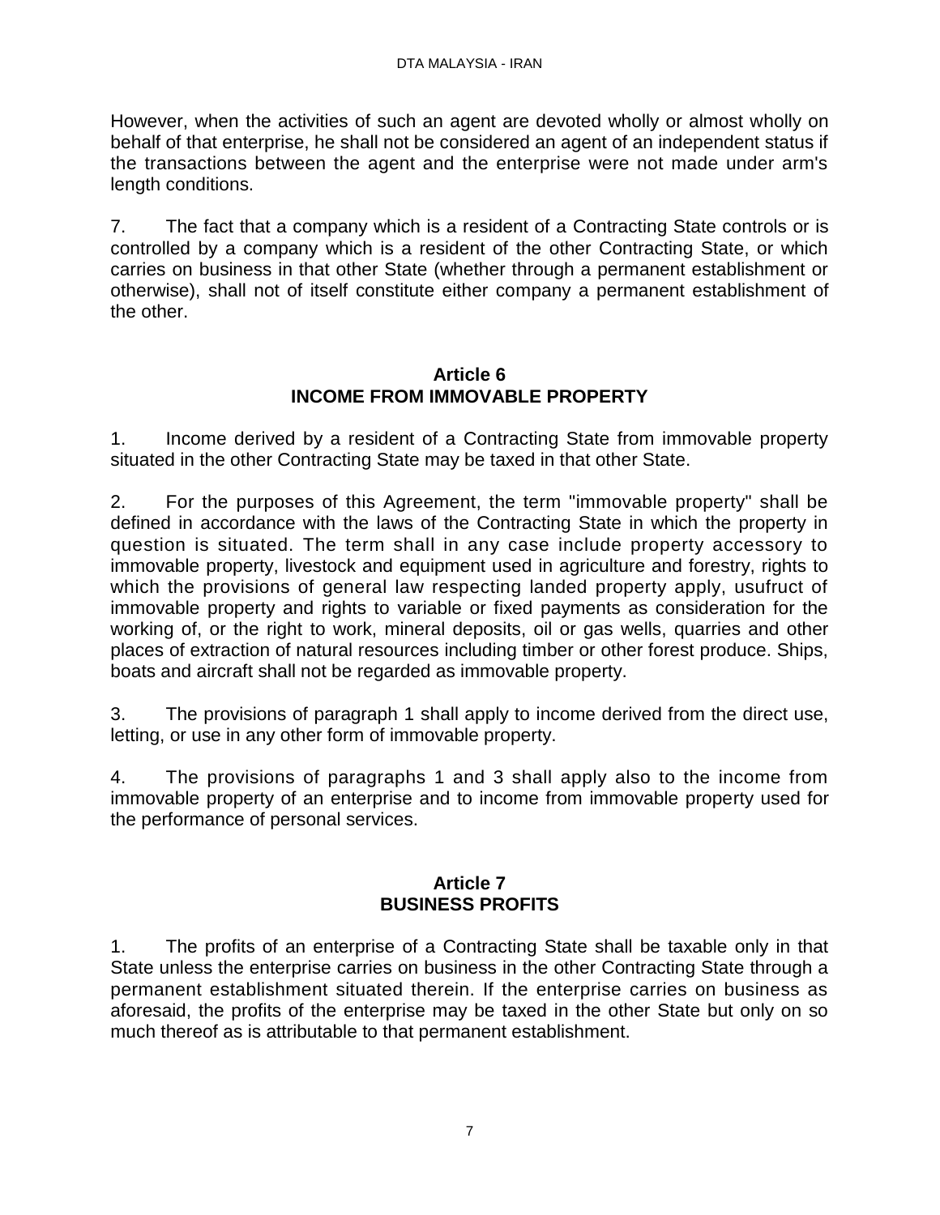However, when the activities of such an agent are devoted wholly or almost wholly on behalf of that enterprise, he shall not be considered an agent of an independent status if the transactions between the agent and the enterprise were not made under arm's length conditions.

7. The fact that a company which is a resident of a Contracting State controls or is controlled by a company which is a resident of the other Contracting State, or which carries on business in that other State (whether through a permanent establishment or otherwise), shall not of itself constitute either company a permanent establishment of the other.

## Article 6
## INCOME FROM IMMOVABLE PROPERTY

1. Income derived by a resident of a Contracting State from immovable property situated in the other Contracting State may be taxed in that other State.

2. For the purposes of this Agreement, the term "immovable property" shall be defined in accordance with the laws of the Contracting State in which the property in question is situated. The term shall in any case include property accessory to immovable property, livestock and equipment used in agriculture and forestry, rights to which the provisions of general law respecting landed property apply, usufruct of immovable property and rights to variable or fixed payments as consideration for the working of, or the right to work, mineral deposits, oil or gas wells, quarries and other places of extraction of natural resources including timber or other forest produce. Ships, boats and aircraft shall not be regarded as immovable property.

3. The provisions of paragraph 1 shall apply to income derived from the direct use, letting, or use in any other form of immovable property.

4. The provisions of paragraphs 1 and 3 shall apply also to the income from immovable property of an enterprise and to income from immovable property used for the performance of personal services.

## Article 7
## BUSINESS PROFITS

1. The profits of an enterprise of a Contracting State shall be taxable only in that State unless the enterprise carries on business in the other Contracting State through a permanent establishment situated therein. If the enterprise carries on business as aforesaid, the profits of the enterprise may be taxed in the other State but only on so much thereof as is attributable to that permanent establishment.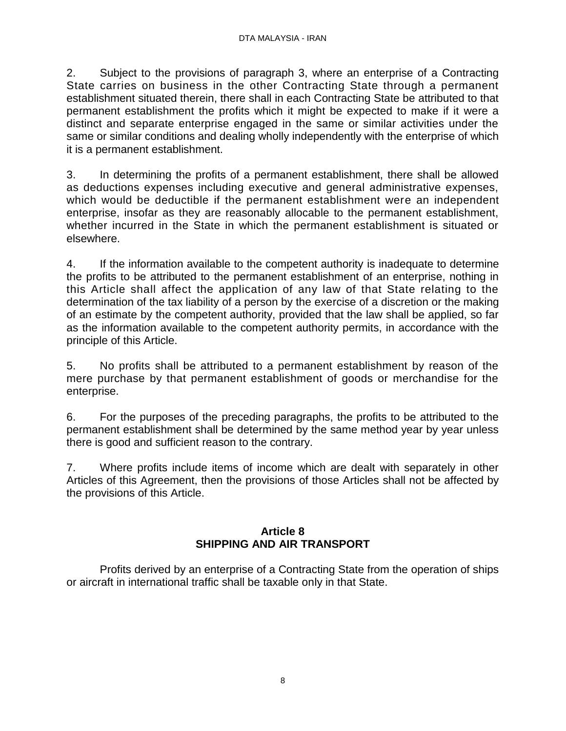2. Subject to the provisions of paragraph 3, where an enterprise of a Contracting State carries on business in the other Contracting State through a permanent establishment situated therein, there shall in each Contracting State be attributed to that permanent establishment the profits which it might be expected to make if it were a distinct and separate enterprise engaged in the same or similar activities under the same or similar conditions and dealing wholly independently with the enterprise of which it is a permanent establishment.

3. In determining the profits of a permanent establishment, there shall be allowed as deductions expenses including executive and general administrative expenses, which would be deductible if the permanent establishment were an independent enterprise, insofar as they are reasonably allocable to the permanent establishment, whether incurred in the State in which the permanent establishment is situated or elsewhere.

4. If the information available to the competent authority is inadequate to determine the profits to be attributed to the permanent establishment of an enterprise, nothing in this Article shall affect the application of any law of that State relating to the determination of the tax liability of a person by the exercise of a discretion or the making of an estimate by the competent authority, provided that the law shall be applied, so far as the information available to the competent authority permits, in accordance with the principle of this Article.

5. No profits shall be attributed to a permanent establishment by reason of the mere purchase by that permanent establishment of goods or merchandise for the enterprise.

6. For the purposes of the preceding paragraphs, the profits to be attributed to the permanent establishment shall be determined by the same method year by year unless there is good and sufficient reason to the contrary.

7. Where profits include items of income which are dealt with separately in other Articles of this Agreement, then the provisions of those Articles shall not be affected by the provisions of this Article.

## Article 8
## SHIPPING AND AIR TRANSPORT

Profits derived by an enterprise of a Contracting State from the operation of ships or aircraft in international traffic shall be taxable only in that State.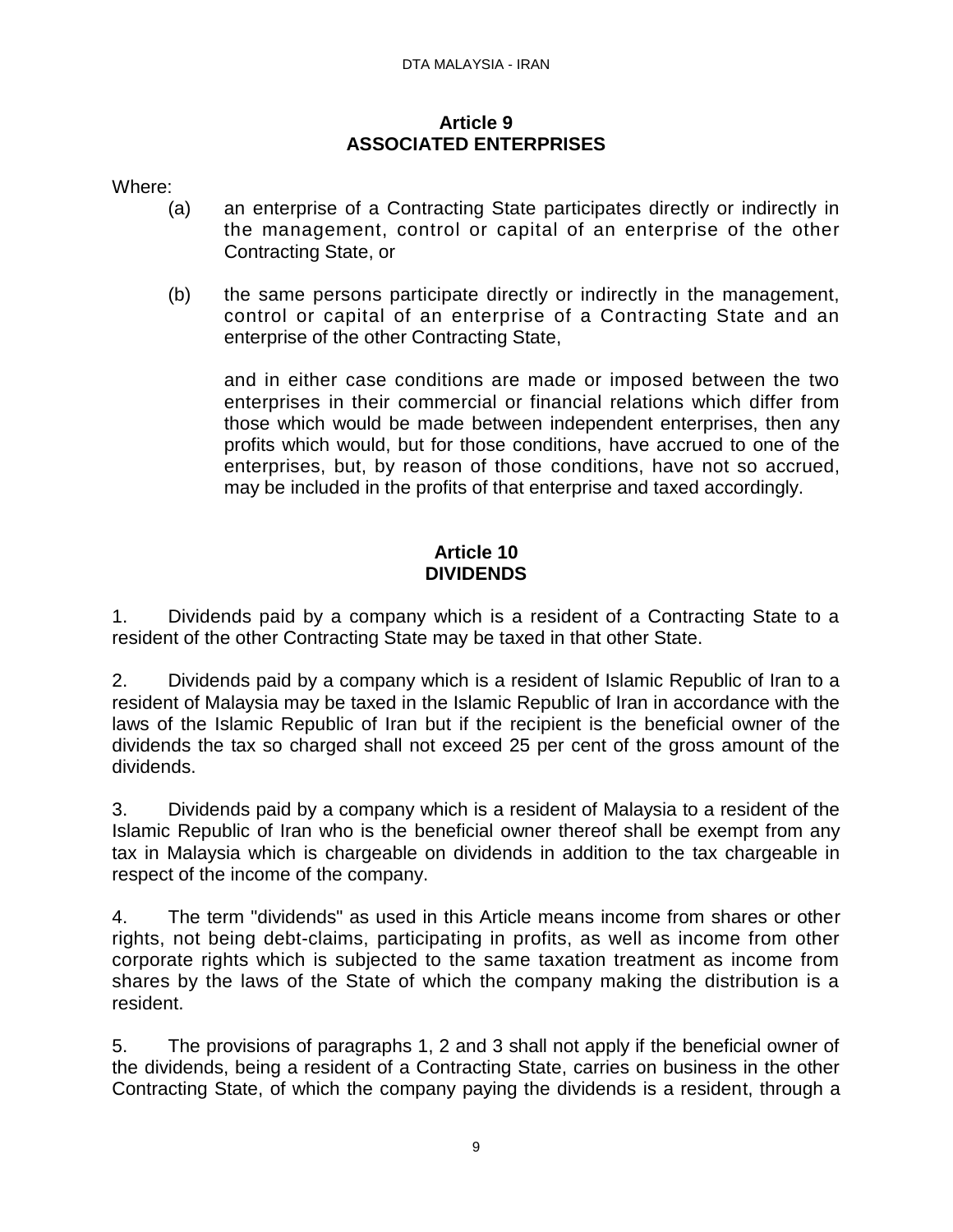## Article 9
## ASSOCIATED ENTERPRISES

Where:

(a) an enterprise of a Contracting State participates directly or indirectly in the management, control or capital of an enterprise of the other Contracting State, or

(b) the same persons participate directly or indirectly in the management, control or capital of an enterprise of a Contracting State and an enterprise of the other Contracting State,

and in either case conditions are made or imposed between the two enterprises in their commercial or financial relations which differ from those which would be made between independent enterprises, then any profits which would, but for those conditions, have accrued to one of the enterprises, but, by reason of those conditions, have not so accrued, may be included in the profits of that enterprise and taxed accordingly.

## Article 10
## DIVIDENDS

1. Dividends paid by a company which is a resident of a Contracting State to a resident of the other Contracting State may be taxed in that other State.

2. Dividends paid by a company which is a resident of Islamic Republic of Iran to a resident of Malaysia may be taxed in the Islamic Republic of Iran in accordance with the laws of the Islamic Republic of Iran but if the recipient is the beneficial owner of the dividends the tax so charged shall not exceed 25 per cent of the gross amount of the dividends.

3. Dividends paid by a company which is a resident of Malaysia to a resident of the Islamic Republic of Iran who is the beneficial owner thereof shall be exempt from any tax in Malaysia which is chargeable on dividends in addition to the tax chargeable in respect of the income of the company.

4. The term "dividends" as used in this Article means income from shares or other rights, not being debt-claims, participating in profits, as well as income from other corporate rights which is subjected to the same taxation treatment as income from shares by the laws of the State of which the company making the distribution is a resident.

5. The provisions of paragraphs 1, 2 and 3 shall not apply if the beneficial owner of the dividends, being a resident of a Contracting State, carries on business in the other Contracting State, of which the company paying the dividends is a resident, through a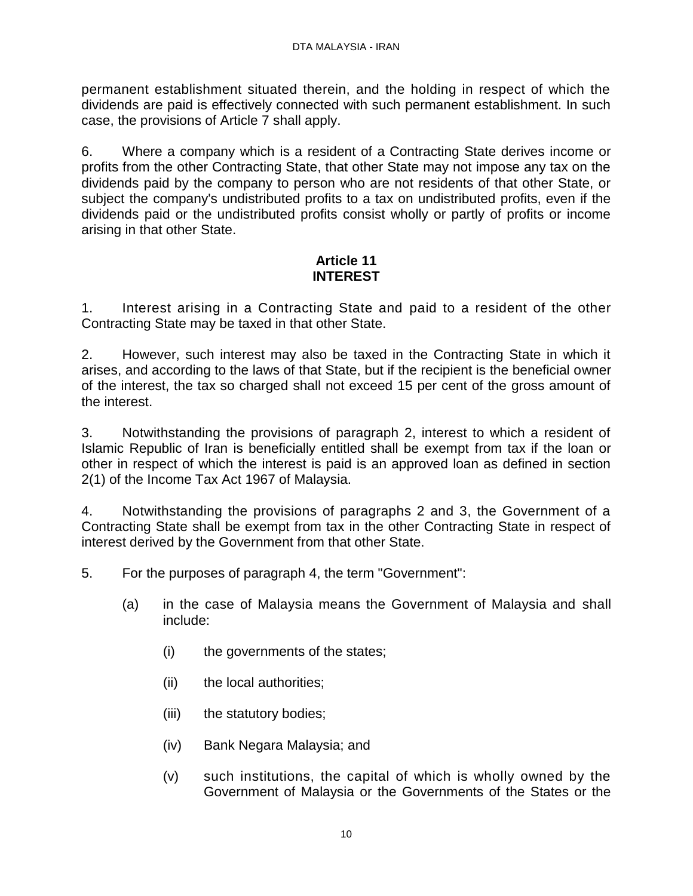permanent establishment situated therein, and the holding in respect of which the dividends are paid is effectively connected with such permanent establishment. In such case, the provisions of Article 7 shall apply.

6. Where a company which is a resident of a Contracting State derives income or profits from the other Contracting State, that other State may not impose any tax on the dividends paid by the company to person who are not residents of that other State, or subject the company's undistributed profits to a tax on undistributed profits, even if the dividends paid or the undistributed profits consist wholly or partly of profits or income arising in that other State.

## Article 11
## INTEREST

1. Interest arising in a Contracting State and paid to a resident of the other Contracting State may be taxed in that other State.

2. However, such interest may also be taxed in the Contracting State in which it arises, and according to the laws of that State, but if the recipient is the beneficial owner of the interest, the tax so charged shall not exceed 15 per cent of the gross amount of the interest.

3. Notwithstanding the provisions of paragraph 2, interest to which a resident of Islamic Republic of Iran is beneficially entitled shall be exempt from tax if the loan or other in respect of which the interest is paid is an approved loan as defined in section 2(1) of the Income Tax Act 1967 of Malaysia.

4. Notwithstanding the provisions of paragraphs 2 and 3, the Government of a Contracting State shall be exempt from tax in the other Contracting State in respect of interest derived by the Government from that other State.

5. For the purposes of paragraph 4, the term "Government":

(a) in the case of Malaysia means the Government of Malaysia and shall include:

(i) the governments of the states;

(ii) the local authorities;

(iii) the statutory bodies;

(iv) Bank Negara Malaysia; and

(v) such institutions, the capital of which is wholly owned by the Government of Malaysia or the Governments of the States or the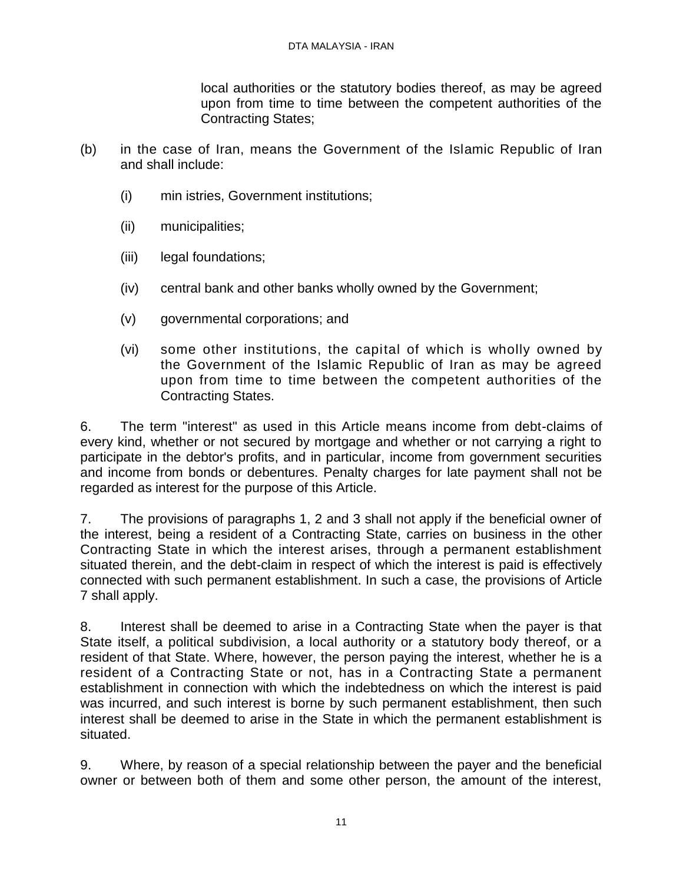local authorities or the statutory bodies thereof, as may be agreed upon from time to time between the competent authorities of the Contracting States;

(b) in the case of Iran, means the Government of the Islamic Republic of Iran and shall include:

   (i) min istries, Government institutions;

   (ii) municipalities;

   (iii) legal foundations;

   (iv) central bank and other banks wholly owned by the Government;

   (v) governmental corporations; and

   (vi) some other institutions, the capital of which is wholly owned by the Government of the Islamic Republic of Iran as may be agreed upon from time to time between the competent authorities of the Contracting States.

6. The term "interest" as used in this Article means income from debt-claims of every kind, whether or not secured by mortgage and whether or not carrying a right to participate in the debtor's profits, and in particular, income from government securities and income from bonds or debentures. Penalty charges for late payment shall not be regarded as interest for the purpose of this Article.

7. The provisions of paragraphs 1, 2 and 3 shall not apply if the beneficial owner of the interest, being a resident of a Contracting State, carries on business in the other Contracting State in which the interest arises, through a permanent establishment situated therein, and the debt-claim in respect of which the interest is paid is effectively connected with such permanent establishment. In such a case, the provisions of Article 7 shall apply.

8. Interest shall be deemed to arise in a Contracting State when the payer is that State itself, a political subdivision, a local authority or a statutory body thereof, or a resident of that State. Where, however, the person paying the interest, whether he is a resident of a Contracting State or not, has in a Contracting State a permanent establishment in connection with which the indebtedness on which the interest is paid was incurred, and such interest is borne by such permanent establishment, then such interest shall be deemed to arise in the State in which the permanent establishment is situated.

9. Where, by reason of a special relationship between the payer and the beneficial owner or between both of them and some other person, the amount of the interest,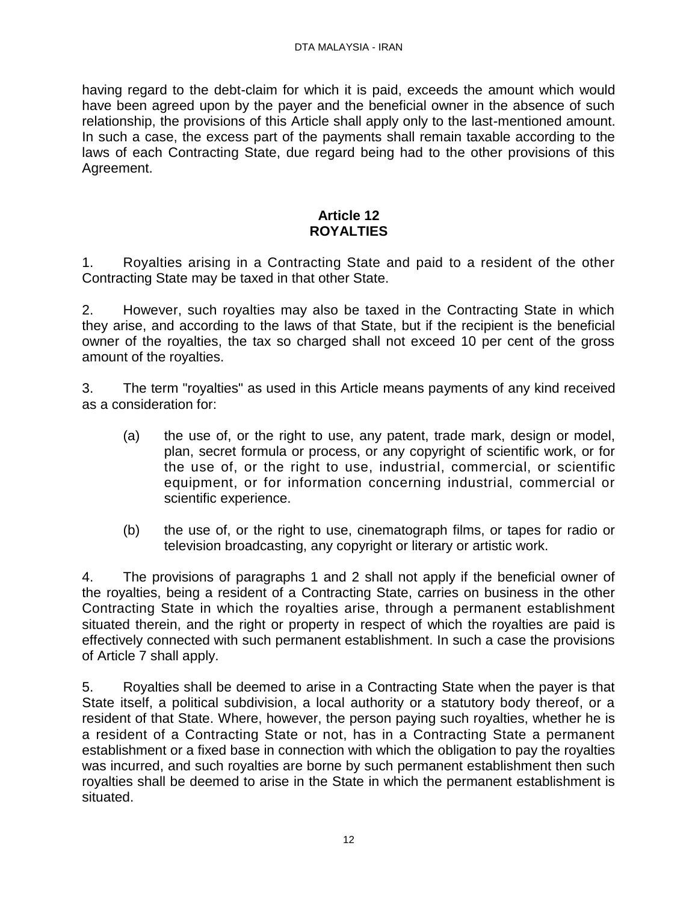having regard to the debt-claim for which it is paid, exceeds the amount which would have been agreed upon by the payer and the beneficial owner in the absence of such relationship, the provisions of this Article shall apply only to the last-mentioned amount. In such a case, the excess part of the payments shall remain taxable according to the laws of each Contracting State, due regard being had to the other provisions of this Agreement.

## Article 12
## ROYALTIES

1. Royalties arising in a Contracting State and paid to a resident of the other Contracting State may be taxed in that other State.

2. However, such royalties may also be taxed in the Contracting State in which they arise, and according to the laws of that State, but if the recipient is the beneficial owner of the royalties, the tax so charged shall not exceed 10 per cent of the gross amount of the royalties.

3. The term "royalties" as used in this Article means payments of any kind received as a consideration for:

(a) the use of, or the right to use, any patent, trade mark, design or model, plan, secret formula or process, or any copyright of scientific work, or for the use of, or the right to use, industrial, commercial, or scientific equipment, or for information concerning industrial, commercial or scientific experience.

(b) the use of, or the right to use, cinematograph films, or tapes for radio or television broadcasting, any copyright or literary or artistic work.

4. The provisions of paragraphs 1 and 2 shall not apply if the beneficial owner of the royalties, being a resident of a Contracting State, carries on business in the other Contracting State in which the royalties arise, through a permanent establishment situated therein, and the right or property in respect of which the royalties are paid is effectively connected with such permanent establishment. In such a case the provisions of Article 7 shall apply.

5. Royalties shall be deemed to arise in a Contracting State when the payer is that State itself, a political subdivision, a local authority or a statutory body thereof, or a resident of that State. Where, however, the person paying such royalties, whether he is a resident of a Contracting State or not, has in a Contracting State a permanent establishment or a fixed base in connection with which the obligation to pay the royalties was incurred, and such royalties are borne by such permanent establishment then such royalties shall be deemed to arise in the State in which the permanent establishment is situated.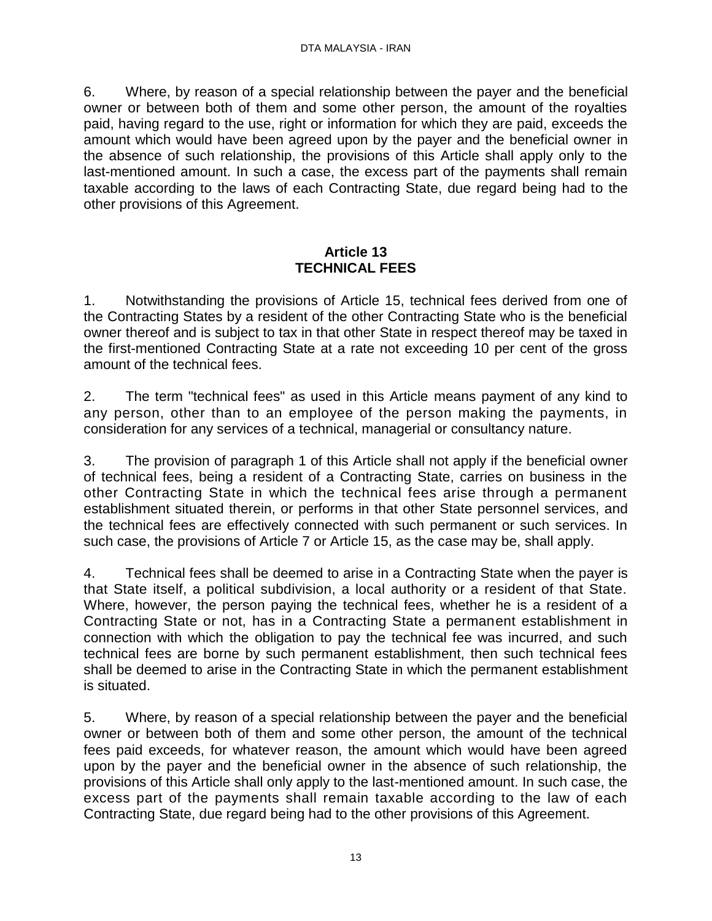6. Where, by reason of a special relationship between the payer and the beneficial owner or between both of them and some other person, the amount of the royalties paid, having regard to the use, right or information for which they are paid, exceeds the amount which would have been agreed upon by the payer and the beneficial owner in the absence of such relationship, the provisions of this Article shall apply only to the last-mentioned amount. In such a case, the excess part of the payments shall remain taxable according to the laws of each Contracting State, due regard being had to the other provisions of this Agreement.

## Article 13
## TECHNICAL FEES

1. Notwithstanding the provisions of Article 15, technical fees derived from one of the Contracting States by a resident of the other Contracting State who is the beneficial owner thereof and is subject to tax in that other State in respect thereof may be taxed in the first-mentioned Contracting State at a rate not exceeding 10 per cent of the gross amount of the technical fees.

2. The term "technical fees" as used in this Article means payment of any kind to any person, other than to an employee of the person making the payments, in consideration for any services of a technical, managerial or consultancy nature.

3. The provision of paragraph 1 of this Article shall not apply if the beneficial owner of technical fees, being a resident of a Contracting State, carries on business in the other Contracting State in which the technical fees arise through a permanent establishment situated therein, or performs in that other State personnel services, and the technical fees are effectively connected with such permanent or such services. In such case, the provisions of Article 7 or Article 15, as the case may be, shall apply.

4. Technical fees shall be deemed to arise in a Contracting State when the payer is that State itself, a political subdivision, a local authority or a resident of that State. Where, however, the person paying the technical fees, whether he is a resident of a Contracting State or not, has in a Contracting State a permanent establishment in connection with which the obligation to pay the technical fee was incurred, and such technical fees are borne by such permanent establishment, then such technical fees shall be deemed to arise in the Contracting State in which the permanent establishment is situated.

5. Where, by reason of a special relationship between the payer and the beneficial owner or between both of them and some other person, the amount of the technical fees paid exceeds, for whatever reason, the amount which would have been agreed upon by the payer and the beneficial owner in the absence of such relationship, the provisions of this Article shall only apply to the last-mentioned amount. In such case, the excess part of the payments shall remain taxable according to the law of each Contracting State, due regard being had to the other provisions of this Agreement.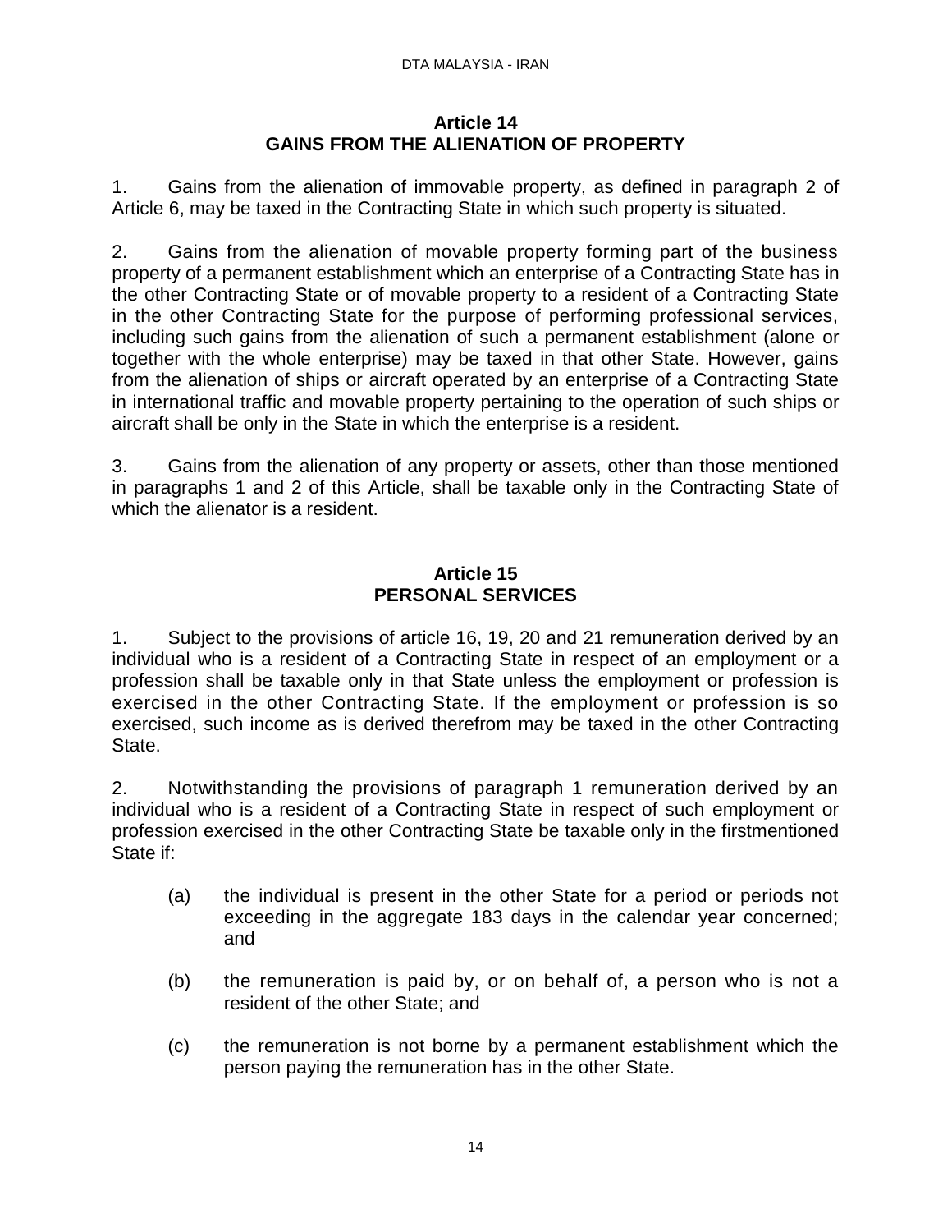## Article 14
## GAINS FROM THE ALIENATION OF PROPERTY

1. Gains from the alienation of immovable property, as defined in paragraph 2 of Article 6, may be taxed in the Contracting State in which such property is situated.

2. Gains from the alienation of movable property forming part of the business property of a permanent establishment which an enterprise of a Contracting State has in the other Contracting State or of movable property to a resident of a Contracting State in the other Contracting State for the purpose of performing professional services, including such gains from the alienation of such a permanent establishment (alone or together with the whole enterprise) may be taxed in that other State. However, gains from the alienation of ships or aircraft operated by an enterprise of a Contracting State in international traffic and movable property pertaining to the operation of such ships or aircraft shall be only in the State in which the enterprise is a resident.

3. Gains from the alienation of any property or assets, other than those mentioned in paragraphs 1 and 2 of this Article, shall be taxable only in the Contracting State of which the alienator is a resident.

## Article 15
## PERSONAL SERVICES

1. Subject to the provisions of article 16, 19, 20 and 21 remuneration derived by an individual who is a resident of a Contracting State in respect of an employment or a profession shall be taxable only in that State unless the employment or profession is exercised in the other Contracting State. If the employment or profession is so exercised, such income as is derived therefrom may be taxed in the other Contracting State.

2. Notwithstanding the provisions of paragraph 1 remuneration derived by an individual who is a resident of a Contracting State in respect of such employment or profession exercised in the other Contracting State be taxable only in the firstmentioned State if:

(a) the individual is present in the other State for a period or periods not exceeding in the aggregate 183 days in the calendar year concerned; and

(b) the remuneration is paid by, or on behalf of, a person who is not a resident of the other State; and

(c) the remuneration is not borne by a permanent establishment which the person paying the remuneration has in the other State.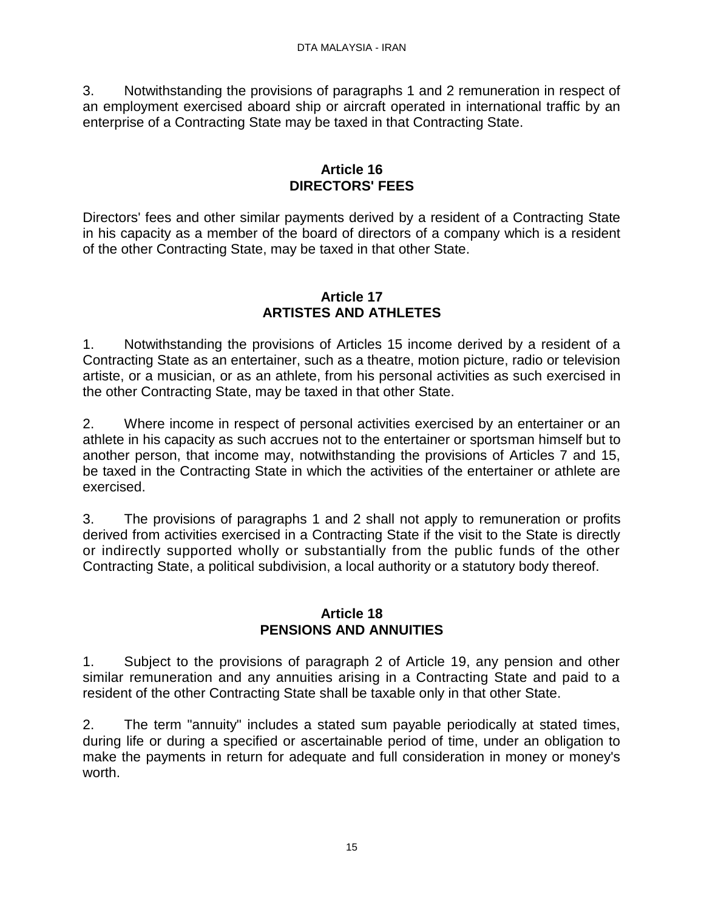3. Notwithstanding the provisions of paragraphs 1 and 2 remuneration in respect of an employment exercised aboard ship or aircraft operated in international traffic by an enterprise of a Contracting State may be taxed in that Contracting State.

## Article 16
## DIRECTORS' FEES

Directors' fees and other similar payments derived by a resident of a Contracting State in his capacity as a member of the board of directors of a company which is a resident of the other Contracting State, may be taxed in that other State.

## Article 17
## ARTISTES AND ATHLETES

1. Notwithstanding the provisions of Articles 15 income derived by a resident of a Contracting State as an entertainer, such as a theatre, motion picture, radio or television artiste, or a musician, or as an athlete, from his personal activities as such exercised in the other Contracting State, may be taxed in that other State.

2. Where income in respect of personal activities exercised by an entertainer or an athlete in his capacity as such accrues not to the entertainer or sportsman himself but to another person, that income may, notwithstanding the provisions of Articles 7 and 15, be taxed in the Contracting State in which the activities of the entertainer or athlete are exercised.

3. The provisions of paragraphs 1 and 2 shall not apply to remuneration or profits derived from activities exercised in a Contracting State if the visit to the State is directly or indirectly supported wholly or substantially from the public funds of the other Contracting State, a political subdivision, a local authority or a statutory body thereof.

## Article 18
## PENSIONS AND ANNUITIES

1. Subject to the provisions of paragraph 2 of Article 19, any pension and other similar remuneration and any annuities arising in a Contracting State and paid to a resident of the other Contracting State shall be taxable only in that other State.

2. The term "annuity" includes a stated sum payable periodically at stated times, during life or during a specified or ascertainable period of time, under an obligation to make the payments in return for adequate and full consideration in money or money's worth.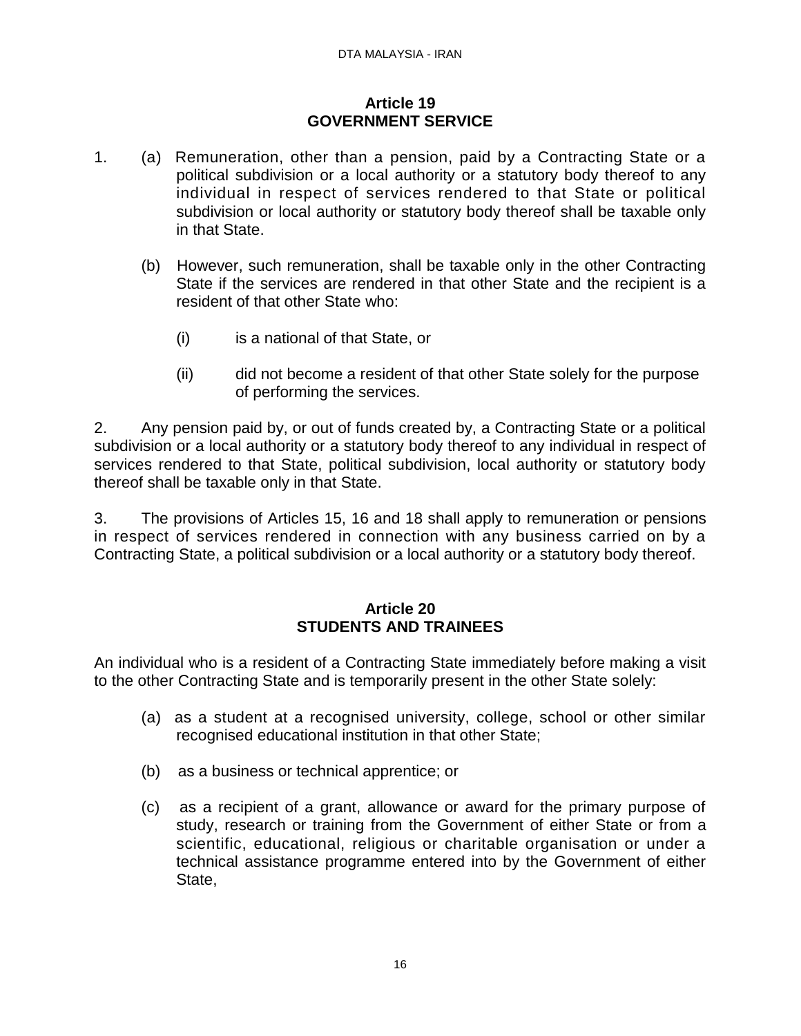## Article 19
## GOVERNMENT SERVICE

1. (a) Remuneration, other than a pension, paid by a Contracting State or a political subdivision or a local authority or a statutory body thereof to any individual in respect of services rendered to that State or political subdivision or local authority or statutory body thereof shall be taxable only in that State.

   (b) However, such remuneration, shall be taxable only in the other Contracting State if the services are rendered in that other State and the recipient is a resident of that other State who:

      (i) is a national of that State, or

      (ii) did not become a resident of that other State solely for the purpose of performing the services.

2. Any pension paid by, or out of funds created by, a Contracting State or a political subdivision or a local authority or a statutory body thereof to any individual in respect of services rendered to that State, political subdivision, local authority or statutory body thereof shall be taxable only in that State.

3. The provisions of Articles 15, 16 and 18 shall apply to remuneration or pensions in respect of services rendered in connection with any business carried on by a Contracting State, a political subdivision or a local authority or a statutory body thereof.

## Article 20
## STUDENTS AND TRAINEES

An individual who is a resident of a Contracting State immediately before making a visit to the other Contracting State and is temporarily present in the other State solely:

(a) as a student at a recognised university, college, school or other similar recognised educational institution in that other State;

(b) as a business or technical apprentice; or

(c) as a recipient of a grant, allowance or award for the primary purpose of study, research or training from the Government of either State or from a scientific, educational, religious or charitable organisation or under a technical assistance programme entered into by the Government of either State,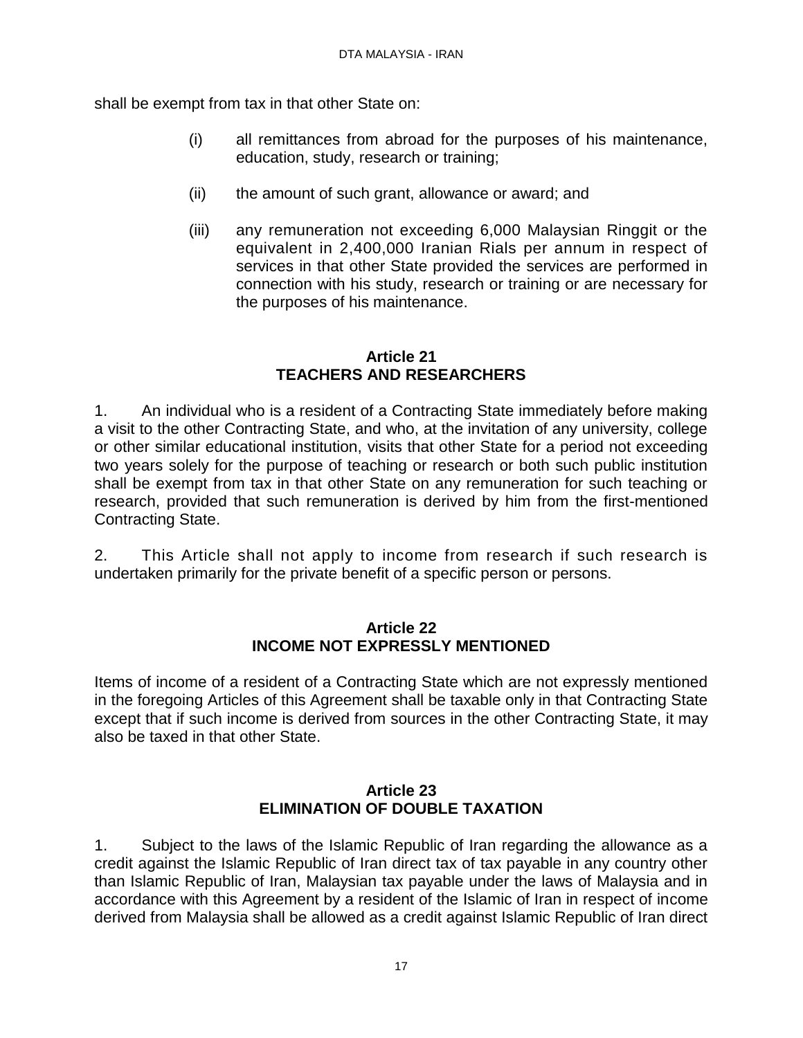shall be exempt from tax in that other State on:

(i) all remittances from abroad for the purposes of his maintenance, education, study, research or training;

(ii) the amount of such grant, allowance or award; and

(iii) any remuneration not exceeding 6,000 Malaysian Ringgit or the equivalent in 2,400,000 Iranian Rials per annum in respect of services in that other State provided the services are performed in connection with his study, research or training or are necessary for the purposes of his maintenance.

## Article 21
## TEACHERS AND RESEARCHERS

1. An individual who is a resident of a Contracting State immediately before making a visit to the other Contracting State, and who, at the invitation of any university, college or other similar educational institution, visits that other State for a period not exceeding two years solely for the purpose of teaching or research or both such public institution shall be exempt from tax in that other State on any remuneration for such teaching or research, provided that such remuneration is derived by him from the first-mentioned Contracting State.

2. This Article shall not apply to income from research if such research is undertaken primarily for the private benefit of a specific person or persons.

## Article 22
## INCOME NOT EXPRESSLY MENTIONED

Items of income of a resident of a Contracting State which are not expressly mentioned in the foregoing Articles of this Agreement shall be taxable only in that Contracting State except that if such income is derived from sources in the other Contracting State, it may also be taxed in that other State.

## Article 23
## ELIMINATION OF DOUBLE TAXATION

1. Subject to the laws of the Islamic Republic of Iran regarding the allowance as a credit against the Islamic Republic of Iran direct tax of tax payable in any country other than Islamic Republic of Iran, Malaysian tax payable under the laws of Malaysia and in accordance with this Agreement by a resident of the Islamic of Iran in respect of income derived from Malaysia shall be allowed as a credit against Islamic Republic of Iran direct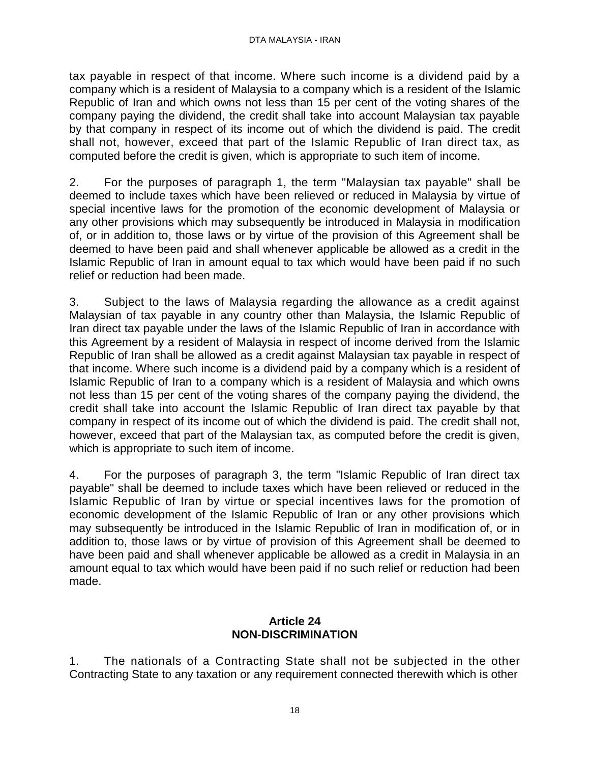tax payable in respect of that income. Where such income is a dividend paid by a company which is a resident of Malaysia to a company which is a resident of the Islamic Republic of Iran and which owns not less than 15 per cent of the voting shares of the company paying the dividend, the credit shall take into account Malaysian tax payable by that company in respect of its income out of which the dividend is paid. The credit shall not, however, exceed that part of the Islamic Republic of Iran direct tax, as computed before the credit is given, which is appropriate to such item of income.

2. For the purposes of paragraph 1, the term "Malaysian tax payable" shall be deemed to include taxes which have been relieved or reduced in Malaysia by virtue of special incentive laws for the promotion of the economic development of Malaysia or any other provisions which may subsequently be introduced in Malaysia in modification of, or in addition to, those laws or by virtue of the provision of this Agreement shall be deemed to have been paid and shall whenever applicable be allowed as a credit in the Islamic Republic of Iran in amount equal to tax which would have been paid if no such relief or reduction had been made.

3. Subject to the laws of Malaysia regarding the allowance as a credit against Malaysian of tax payable in any country other than Malaysia, the Islamic Republic of Iran direct tax payable under the laws of the Islamic Republic of Iran in accordance with this Agreement by a resident of Malaysia in respect of income derived from the Islamic Republic of Iran shall be allowed as a credit against Malaysian tax payable in respect of that income. Where such income is a dividend paid by a company which is a resident of Islamic Republic of Iran to a company which is a resident of Malaysia and which owns not less than 15 per cent of the voting shares of the company paying the dividend, the credit shall take into account the Islamic Republic of Iran direct tax payable by that company in respect of its income out of which the dividend is paid. The credit shall not, however, exceed that part of the Malaysian tax, as computed before the credit is given, which is appropriate to such item of income.

4. For the purposes of paragraph 3, the term "Islamic Republic of Iran direct tax payable" shall be deemed to include taxes which have been relieved or reduced in the Islamic Republic of Iran by virtue or special incentives laws for the promotion of economic development of the Islamic Republic of Iran or any other provisions which may subsequently be introduced in the Islamic Republic of Iran in modification of, or in addition to, those laws or by virtue of provision of this Agreement shall be deemed to have been paid and shall whenever applicable be allowed as a credit in Malaysia in an amount equal to tax which would have been paid if no such relief or reduction had been made.

## Article 24
## NON-DISCRIMINATION

1. The nationals of a Contracting State shall not be subjected in the other Contracting State to any taxation or any requirement connected therewith which is other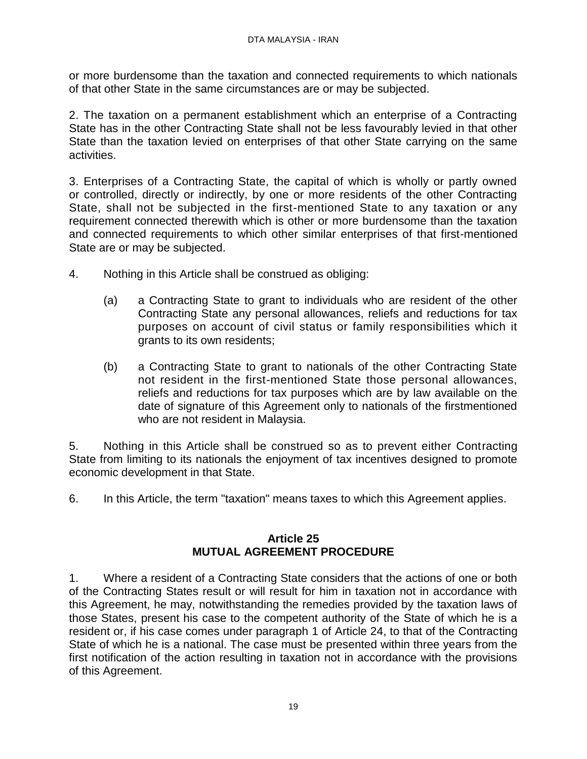or more burdensome than the taxation and connected requirements to which nationals of that other State in the same circumstances are or may be subjected.

2. The taxation on a permanent establishment which an enterprise of a Contracting State has in the other Contracting State shall not be less favourably levied in that other State than the taxation levied on enterprises of that other State carrying on the same activities.

3. Enterprises of a Contracting State, the capital of which is wholly or partly owned or controlled, directly or indirectly, by one or more residents of the other Contracting State, shall not be subjected in the first-mentioned State to any taxation or any requirement connected therewith which is other or more burdensome than the taxation and connected requirements to which other similar enterprises of that first-mentioned State are or may be subjected.

4. Nothing in this Article shall be construed as obliging:

(a) a Contracting State to grant to individuals who are resident of the other Contracting State any personal allowances, reliefs and reductions for tax purposes on account of civil status or family responsibilities which it grants to its own residents;

(b) a Contracting State to grant to nationals of the other Contracting State not resident in the first-mentioned State those personal allowances, reliefs and reductions for tax purposes which are by law available on the date of signature of this Agreement only to nationals of the firstmentioned who are not resident in Malaysia.

5. Nothing in this Article shall be construed so as to prevent either Contracting State from limiting to its nationals the enjoyment of tax incentives designed to promote economic development in that State.

6. In this Article, the term "taxation" means taxes to which this Agreement applies.

## Article 25
## MUTUAL AGREEMENT PROCEDURE

1. Where a resident of a Contracting State considers that the actions of one or both of the Contracting States result or will result for him in taxation not in accordance with this Agreement, he may, notwithstanding the remedies provided by the taxation laws of those States, present his case to the competent authority of the State of which he is a resident or, if his case comes under paragraph 1 of Article 24, to that of the Contracting State of which he is a national. The case must be presented within three years from the first notification of the action resulting in taxation not in accordance with the provisions of this Agreement.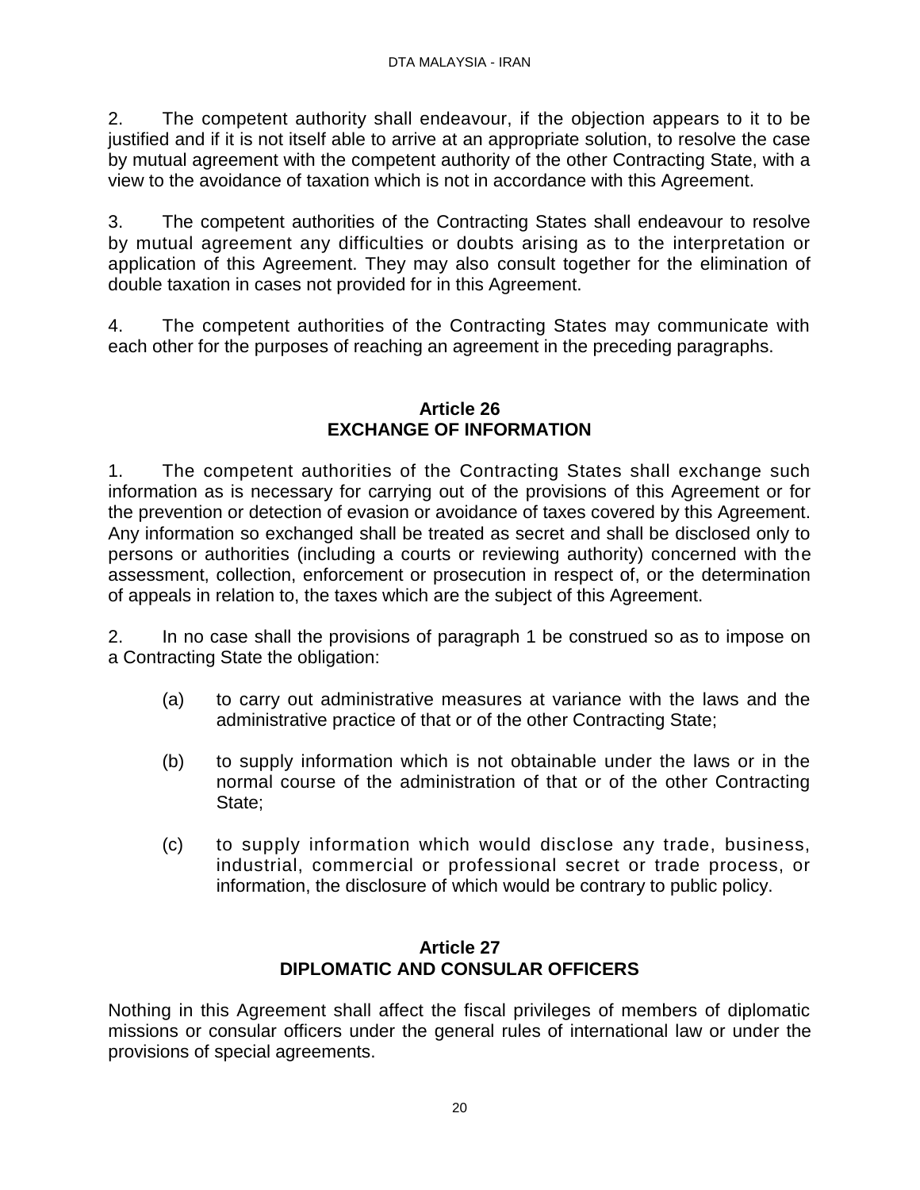2. The competent authority shall endeavour, if the objection appears to it to be justified and if it is not itself able to arrive at an appropriate solution, to resolve the case by mutual agreement with the competent authority of the other Contracting State, with a view to the avoidance of taxation which is not in accordance with this Agreement.

3. The competent authorities of the Contracting States shall endeavour to resolve by mutual agreement any difficulties or doubts arising as to the interpretation or application of this Agreement. They may also consult together for the elimination of double taxation in cases not provided for in this Agreement.

4. The competent authorities of the Contracting States may communicate with each other for the purposes of reaching an agreement in the preceding paragraphs.

## Article 26
## EXCHANGE OF INFORMATION

1. The competent authorities of the Contracting States shall exchange such information as is necessary for carrying out of the provisions of this Agreement or for the prevention or detection of evasion or avoidance of taxes covered by this Agreement. Any information so exchanged shall be treated as secret and shall be disclosed only to persons or authorities (including a courts or reviewing authority) concerned with the assessment, collection, enforcement or prosecution in respect of, or the determination of appeals in relation to, the taxes which are the subject of this Agreement.

2. In no case shall the provisions of paragraph 1 be construed so as to impose on a Contracting State the obligation:

(a) to carry out administrative measures at variance with the laws and the administrative practice of that or of the other Contracting State;

(b) to supply information which is not obtainable under the laws or in the normal course of the administration of that or of the other Contracting State;

(c) to supply information which would disclose any trade, business, industrial, commercial or professional secret or trade process, or information, the disclosure of which would be contrary to public policy.

## Article 27
## DIPLOMATIC AND CONSULAR OFFICERS

Nothing in this Agreement shall affect the fiscal privileges of members of diplomatic missions or consular officers under the general rules of international law or under the provisions of special agreements.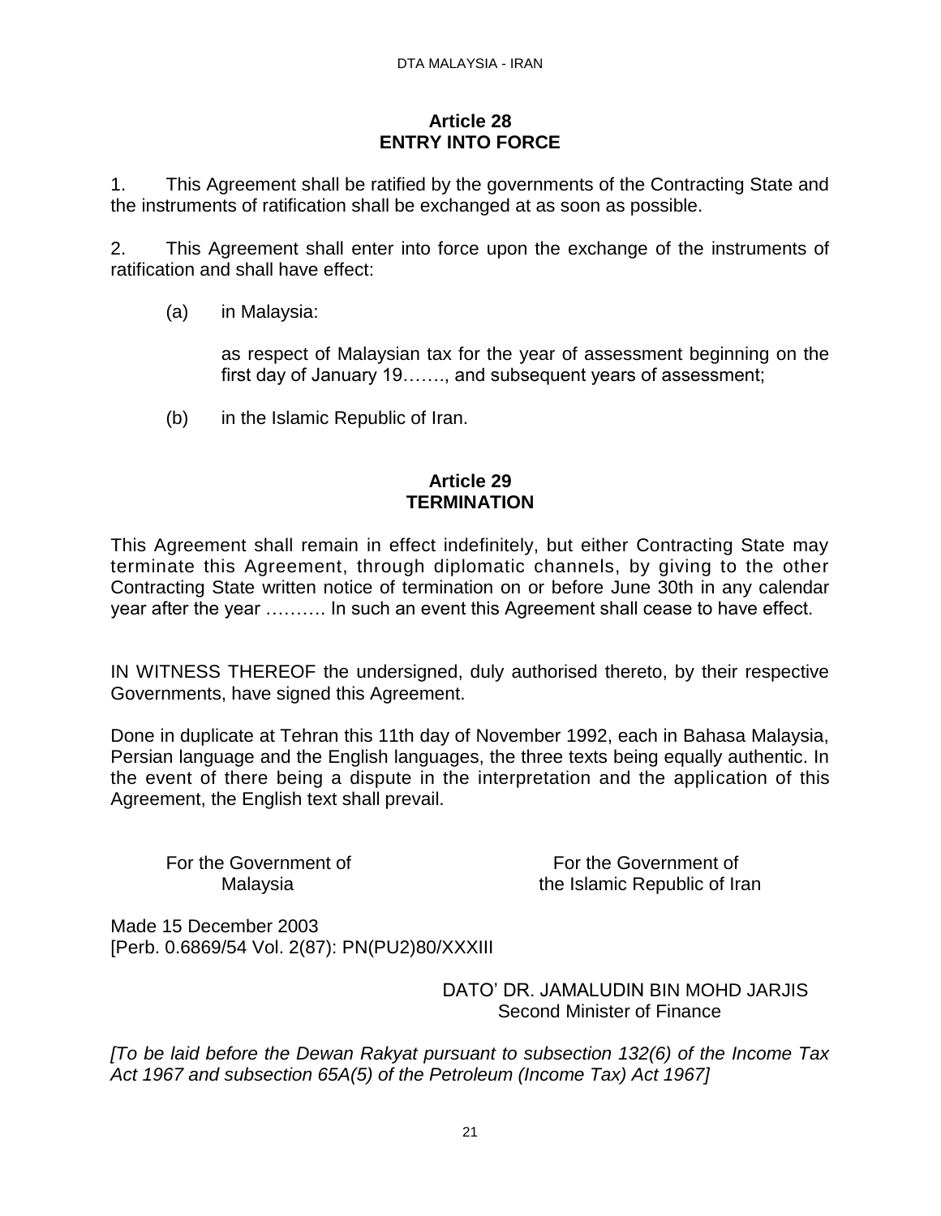## Article 28
## ENTRY INTO FORCE

1. This Agreement shall be ratified by the governments of the Contracting State and the instruments of ratification shall be exchanged at as soon as possible.

2. This Agreement shall enter into force upon the exchange of the instruments of ratification and shall have effect:

(a) in Malaysia:

as respect of Malaysian tax for the year of assessment beginning on the first day of January 19……., and subsequent years of assessment;

(b) in the Islamic Republic of Iran.

## Article 29
## TERMINATION

This Agreement shall remain in effect indefinitely, but either Contracting State may terminate this Agreement, through diplomatic channels, by giving to the other Contracting State written notice of termination on or before June 30th in any calendar year after the year ………. In such an event this Agreement shall cease to have effect.

IN WITNESS THEREOF the undersigned, duly authorised thereto, by their respective Governments, have signed this Agreement.

Done in duplicate at Tehran this 11th day of November 1992, each in Bahasa Malaysia, Persian language and the English languages, the three texts being equally authentic. In the event of there being a dispute in the interpretation and the application of this Agreement, the English text shall prevail.

For the Government of Malaysia

For the Government of the Islamic Republic of Iran

Made 15 December 2003
[Perb. 0.6869/54 Vol. 2(87): PN(PU2)80/XXXIII

DATO' DR. JAMALUDIN BIN MOHD JARJIS
Second Minister of Finance

*[To be laid before the Dewan Rakyat pursuant to subsection 132(6) of the Income Tax Act 1967 and subsection 65A(5) of the Petroleum (Income Tax) Act 1967]*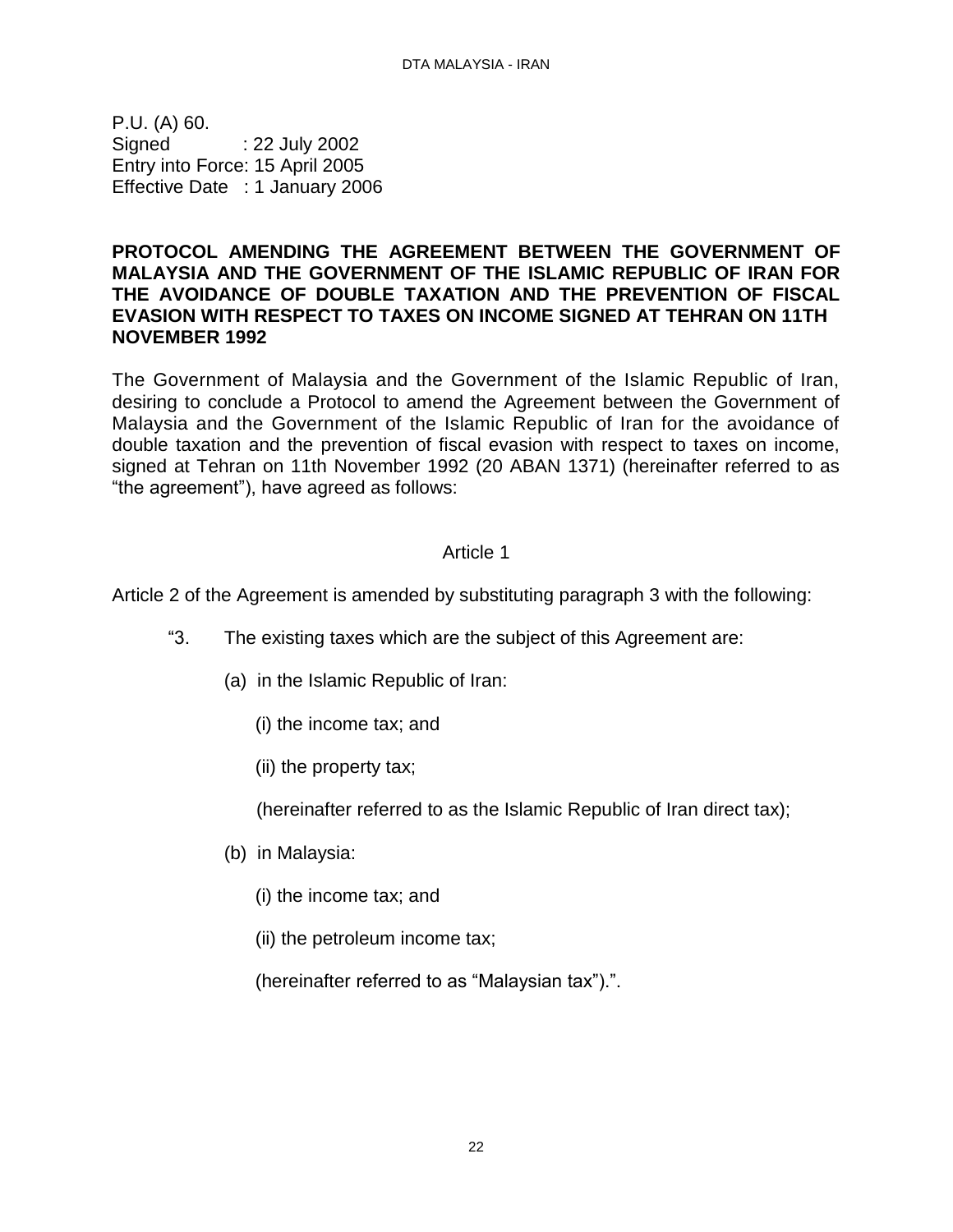P.U. (A) 60.
Signed : 22 July 2002
Entry into Force: 15 April 2005
Effective Date : 1 January 2006

**PROTOCOL AMENDING THE AGREEMENT BETWEEN THE GOVERNMENT OF MALAYSIA AND THE GOVERNMENT OF THE ISLAMIC REPUBLIC OF IRAN FOR THE AVOIDANCE OF DOUBLE TAXATION AND THE PREVENTION OF FISCAL EVASION WITH RESPECT TO TAXES ON INCOME SIGNED AT TEHRAN ON 11TH NOVEMBER 1992**

The Government of Malaysia and the Government of the Islamic Republic of Iran, desiring to conclude a Protocol to amend the Agreement between the Government of Malaysia and the Government of the Islamic Republic of Iran for the avoidance of double taxation and the prevention of fiscal evasion with respect to taxes on income, signed at Tehran on 11th November 1992 (20 ABAN 1371) (hereinafter referred to as "the agreement"), have agreed as follows:

Article 1

Article 2 of the Agreement is amended by substituting paragraph 3 with the following:

"3. The existing taxes which are the subject of this Agreement are:

(a) in the Islamic Republic of Iran:

(i) the income tax; and

(ii) the property tax;

(hereinafter referred to as the Islamic Republic of Iran direct tax);

(b) in Malaysia:

(i) the income tax; and

(ii) the petroleum income tax;

(hereinafter referred to as "Malaysian tax").".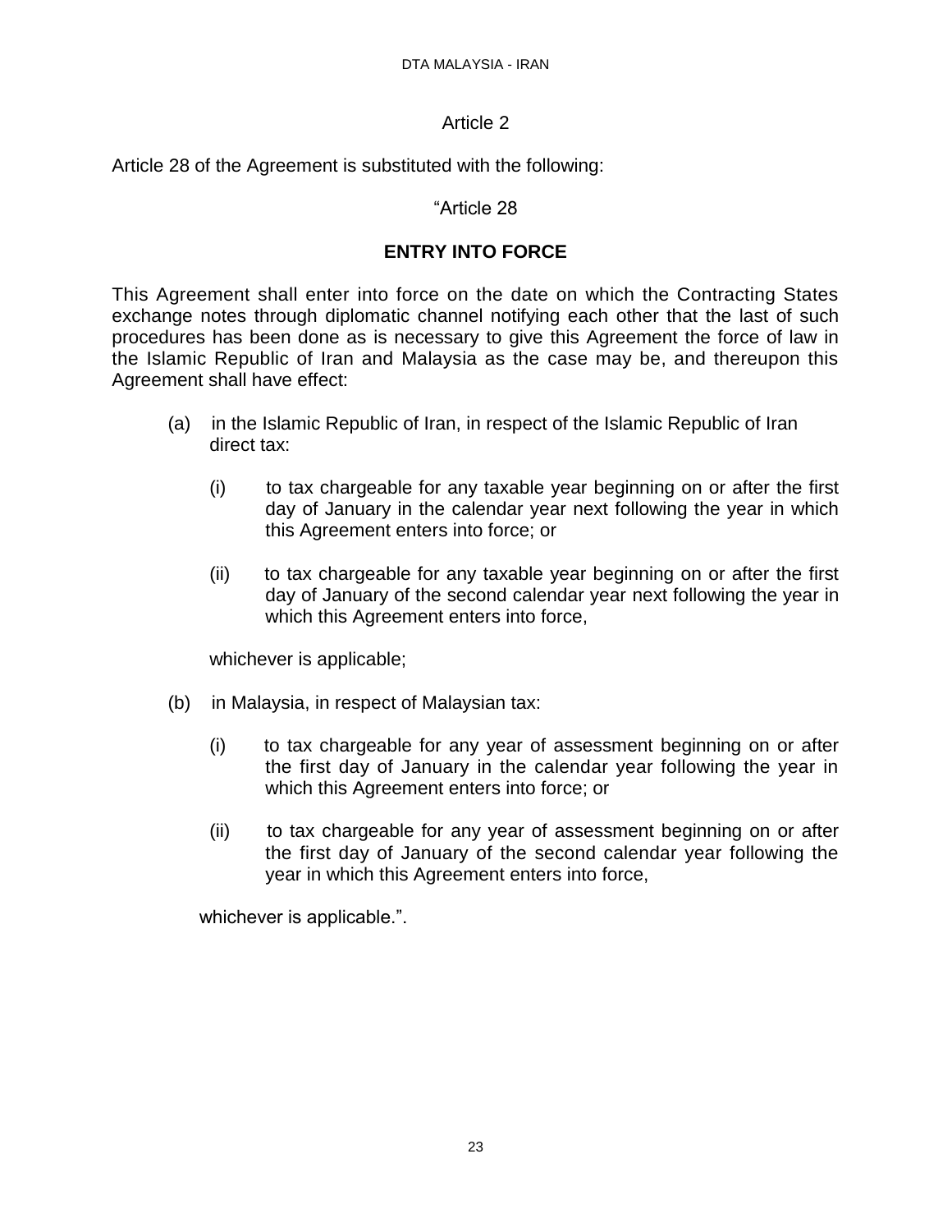Article 2

Article 28 of the Agreement is substituted with the following:

"Article 28

**ENTRY INTO FORCE**

This Agreement shall enter into force on the date on which the Contracting States exchange notes through diplomatic channel notifying each other that the last of such procedures has been done as is necessary to give this Agreement the force of law in the Islamic Republic of Iran and Malaysia as the case may be, and thereupon this Agreement shall have effect:

(a) in the Islamic Republic of Iran, in respect of the Islamic Republic of Iran direct tax:

  (i) to tax chargeable for any taxable year beginning on or after the first day of January in the calendar year next following the year in which this Agreement enters into force; or

  (ii) to tax chargeable for any taxable year beginning on or after the first day of January of the second calendar year next following the year in which this Agreement enters into force,

  whichever is applicable;

(b) in Malaysia, in respect of Malaysian tax:

  (i) to tax chargeable for any year of assessment beginning on or after the first day of January in the calendar year following the year in which this Agreement enters into force; or

  (ii) to tax chargeable for any year of assessment beginning on or after the first day of January of the second calendar year following the year in which this Agreement enters into force,

  whichever is applicable.".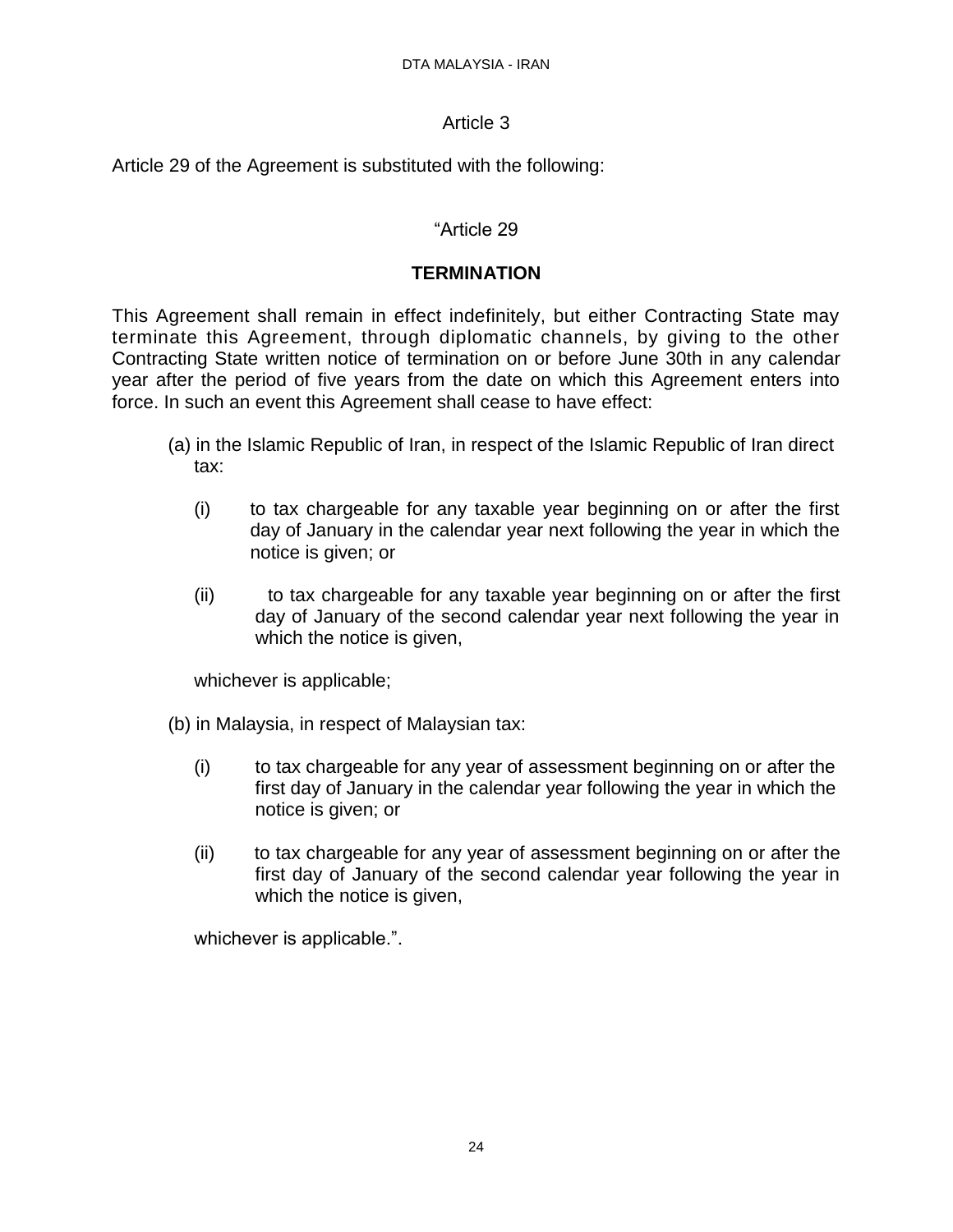Article 3

Article 29 of the Agreement is substituted with the following:

“Article 29

**TERMINATION**

This Agreement shall remain in effect indefinitely, but either Contracting State may terminate this Agreement, through diplomatic channels, by giving to the other Contracting State written notice of termination on or before June 30th in any calendar year after the period of five years from the date on which this Agreement enters into force. In such an event this Agreement shall cease to have effect:

(a) in the Islamic Republic of Iran, in respect of the Islamic Republic of Iran direct tax:

(i) to tax chargeable for any taxable year beginning on or after the first day of January in the calendar year next following the year in which the notice is given; or

(ii) to tax chargeable for any taxable year beginning on or after the first day of January of the second calendar year next following the year in which the notice is given,

whichever is applicable;

(b) in Malaysia, in respect of Malaysian tax:

(i) to tax chargeable for any year of assessment beginning on or after the first day of January in the calendar year following the year in which the notice is given; or

(ii) to tax chargeable for any year of assessment beginning on or after the first day of January of the second calendar year following the year in which the notice is given,

whichever is applicable.”.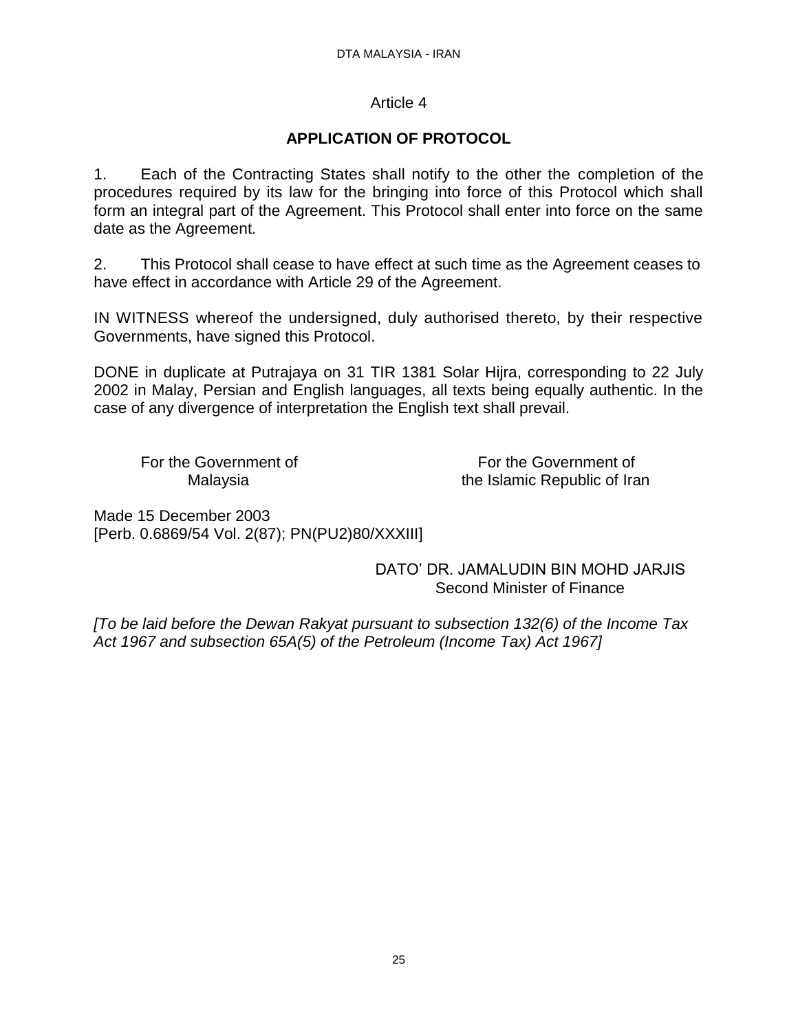Article 4

**APPLICATION OF PROTOCOL**

1. Each of the Contracting States shall notify to the other the completion of the procedures required by its law for the bringing into force of this Protocol which shall form an integral part of the Agreement. This Protocol shall enter into force on the same date as the Agreement.

2. This Protocol shall cease to have effect at such time as the Agreement ceases to have effect in accordance with Article 29 of the Agreement.

IN WITNESS whereof the undersigned, duly authorised thereto, by their respective Governments, have signed this Protocol.

DONE in duplicate at Putrajaya on 31 TIR 1381 Solar Hijra, corresponding to 22 July 2002 in Malay, Persian and English languages, all texts being equally authentic. In the case of any divergence of interpretation the English text shall prevail.

For the Government of Malaysia

For the Government of the Islamic Republic of Iran

Made 15 December 2003
[Perb. 0.6869/54 Vol. 2(87); PN(PU2)80/XXXIII]

DATO' DR. JAMALUDIN BIN MOHD JARJIS
Second Minister of Finance

*[To be laid before the Dewan Rakyat pursuant to subsection 132(6) of the Income Tax Act 1967 and subsection 65A(5) of the Petroleum (Income Tax) Act 1967]*